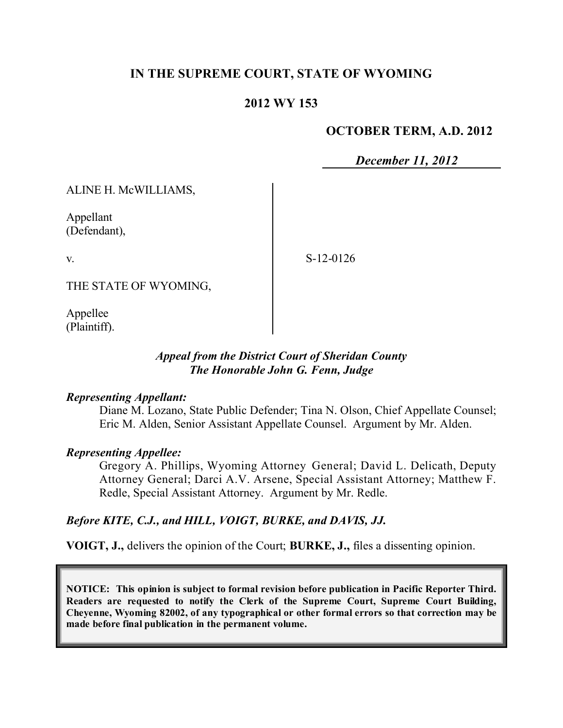**IN THE SUPREME COURT, STATE OF WYOMING**

**2012 WY 153**

**OCTOBER TERM, A.D. 2012**

***December 11, 2012***

ALINE H. McWILLIAMS,

Appellant
(Defendant),

v.

THE STATE OF WYOMING,

Appellee
(Plaintiff).

S-12-0126

***Appeal from the District Court of Sheridan County***
***The Honorable John G. Fenn, Judge***

***Representing Appellant:***

Diane M. Lozano, State Public Defender; Tina N. Olson, Chief Appellate Counsel; Eric M. Alden, Senior Assistant Appellate Counsel. Argument by Mr. Alden.

***Representing Appellee:***

Gregory A. Phillips, Wyoming Attorney General; David L. Delicath, Deputy Attorney General; Darci A.V. Arsene, Special Assistant Attorney; Matthew F. Redle, Special Assistant Attorney. Argument by Mr. Redle.

***Before KITE, C.J., and HILL, VOIGT, BURKE, and DAVIS, JJ.***

**VOIGT, J.,** delivers the opinion of the Court; **BURKE, J.,** files a dissenting opinion.

**NOTICE: This opinion is subject to formal revision before publication in Pacific Reporter Third. Readers are requested to notify the Clerk of the Supreme Court, Supreme Court Building, Cheyenne, Wyoming 82002, of any typographical or other formal errors so that correction may be made before final publication in the permanent volume.**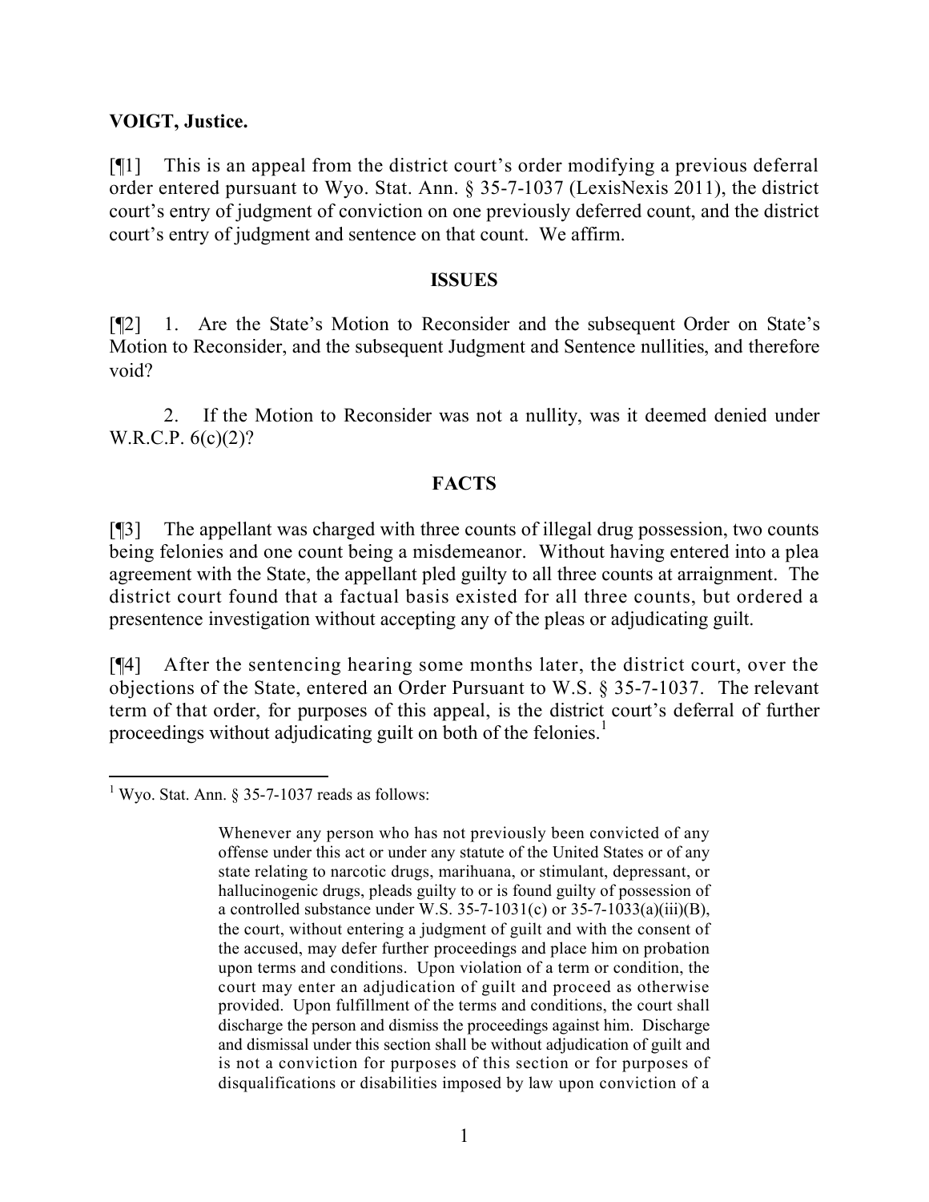**VOIGT, Justice.**

[¶1] This is an appeal from the district court's order modifying a previous deferral order entered pursuant to Wyo. Stat. Ann. § 35-7-1037 (LexisNexis 2011), the district court's entry of judgment of conviction on one previously deferred count, and the district court's entry of judgment and sentence on that count. We affirm.

## ISSUES

[¶2] 1. Are the State's Motion to Reconsider and the subsequent Order on State's Motion to Reconsider, and the subsequent Judgment and Sentence nullities, and therefore void?

2. If the Motion to Reconsider was not a nullity, was it deemed denied under W.R.C.P. 6(c)(2)?

## FACTS

[¶3] The appellant was charged with three counts of illegal drug possession, two counts being felonies and one count being a misdemeanor. Without having entered into a plea agreement with the State, the appellant pled guilty to all three counts at arraignment. The district court found that a factual basis existed for all three counts, but ordered a presentence investigation without accepting any of the pleas or adjudicating guilt.

[¶4] After the sentencing hearing some months later, the district court, over the objections of the State, entered an Order Pursuant to W.S. § 35-7-1037. The relevant term of that order, for purposes of this appeal, is the district court's deferral of further proceedings without adjudicating guilt on both of the felonies.[1]

---

[1] Wyo. Stat. Ann. § 35-7-1037 reads as follows:

> Whenever any person who has not previously been convicted of any offense under this act or under any statute of the United States or of any state relating to narcotic drugs, marihuana, or stimulant, depressant, or hallucinogenic drugs, pleads guilty to or is found guilty of possession of a controlled substance under W.S. 35-7-1031(c) or 35-7-1033(a)(iii)(B), the court, without entering a judgment of guilt and with the consent of the accused, may defer further proceedings and place him on probation upon terms and conditions. Upon violation of a term or condition, the court may enter an adjudication of guilt and proceed as otherwise provided. Upon fulfillment of the terms and conditions, the court shall discharge the person and dismiss the proceedings against him. Discharge and dismissal under this section shall be without adjudication of guilt and is not a conviction for purposes of this section or for purposes of disqualifications or disabilities imposed by law upon conviction of a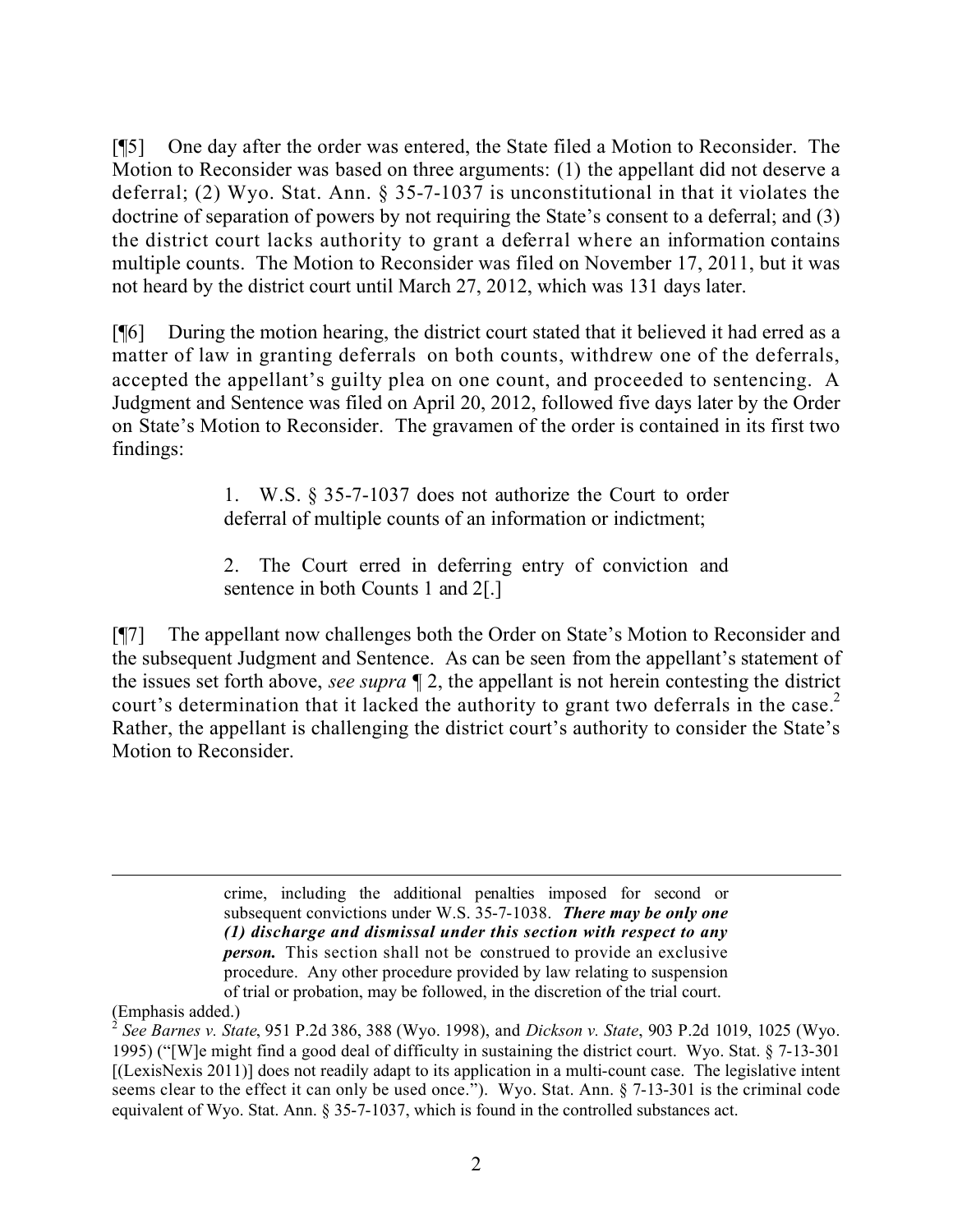[¶5] One day after the order was entered, the State filed a Motion to Reconsider. The Motion to Reconsider was based on three arguments: (1) the appellant did not deserve a deferral; (2) Wyo. Stat. Ann. § 35-7-1037 is unconstitutional in that it violates the doctrine of separation of powers by not requiring the State's consent to a deferral; and (3) the district court lacks authority to grant a deferral where an information contains multiple counts. The Motion to Reconsider was filed on November 17, 2011, but it was not heard by the district court until March 27, 2012, which was 131 days later.

[¶6] During the motion hearing, the district court stated that it believed it had erred as a matter of law in granting deferrals on both counts, withdrew one of the deferrals, accepted the appellant's guilty plea on one count, and proceeded to sentencing. A Judgment and Sentence was filed on April 20, 2012, followed five days later by the Order on State's Motion to Reconsider. The gravamen of the order is contained in its first two findings:

> 1. W.S. § 35-7-1037 does not authorize the Court to order deferral of multiple counts of an information or indictment;
>
> 2. The Court erred in deferring entry of conviction and sentence in both Counts 1 and 2[.]

[¶7] The appellant now challenges both the Order on State's Motion to Reconsider and the subsequent Judgment and Sentence. As can be seen from the appellant's statement of the issues set forth above, *see supra* ¶ 2, the appellant is not herein contesting the district court's determination that it lacked the authority to grant two deferrals in the case.[2] Rather, the appellant is challenging the district court's authority to consider the State's Motion to Reconsider.

---

> crime, including the additional penalties imposed for second or subsequent convictions under W.S. 35-7-1038. ***There may be only one (1) discharge and dismissal under this section with respect to any person.*** This section shall not be construed to provide an exclusive procedure. Any other procedure provided by law relating to suspension of trial or probation, may be followed, in the discretion of the trial court.

(Emphasis added.)

[2] *See Barnes v. State*, 951 P.2d 386, 388 (Wyo. 1998), and *Dickson v. State*, 903 P.2d 1019, 1025 (Wyo. 1995) ("[W]e might find a good deal of difficulty in sustaining the district court. Wyo. Stat. § 7-13-301 [(LexisNexis 2011)] does not readily adapt to its application in a multi-count case. The legislative intent seems clear to the effect it can only be used once."). Wyo. Stat. Ann. § 7-13-301 is the criminal code equivalent of Wyo. Stat. Ann. § 35-7-1037, which is found in the controlled substances act.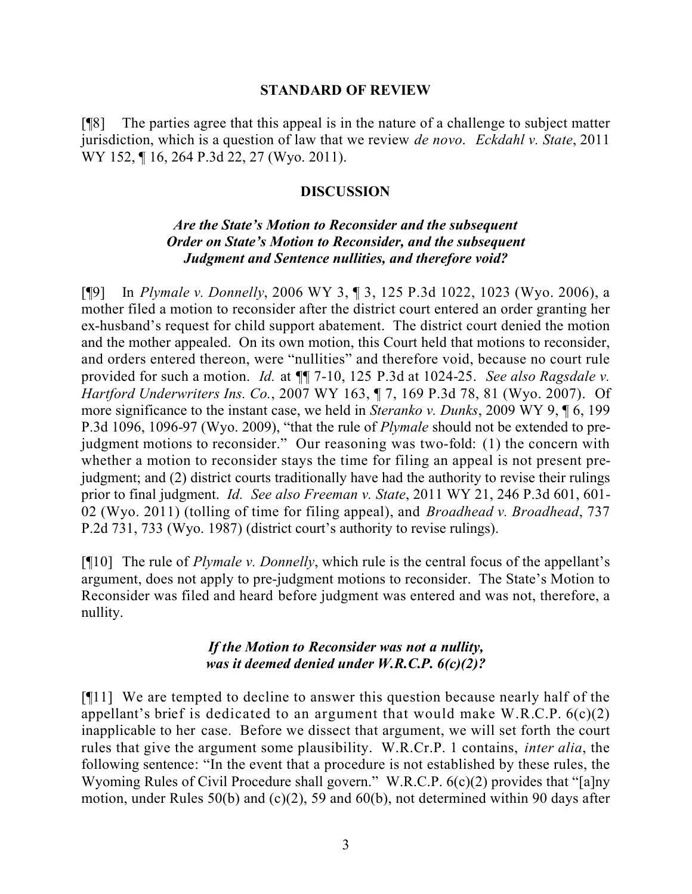## STANDARD OF REVIEW

[¶8] The parties agree that this appeal is in the nature of a challenge to subject matter jurisdiction, which is a question of law that we review *de novo*. *Eckdahl v. State*, 2011 WY 152, ¶ 16, 264 P.3d 22, 27 (Wyo. 2011).

## DISCUSSION

### *Are the State's Motion to Reconsider and the subsequent Order on State's Motion to Reconsider, and the subsequent Judgment and Sentence nullities, and therefore void?*

[¶9] In *Plymale v. Donnelly*, 2006 WY 3, ¶ 3, 125 P.3d 1022, 1023 (Wyo. 2006), a mother filed a motion to reconsider after the district court entered an order granting her ex-husband's request for child support abatement. The district court denied the motion and the mother appealed. On its own motion, this Court held that motions to reconsider, and orders entered thereon, were "nullities" and therefore void, because no court rule provided for such a motion. *Id.* at ¶¶ 7-10, 125 P.3d at 1024-25. *See also Ragsdale v. Hartford Underwriters Ins. Co.*, 2007 WY 163, ¶ 7, 169 P.3d 78, 81 (Wyo. 2007). Of more significance to the instant case, we held in *Steranko v. Dunks*, 2009 WY 9, ¶ 6, 199 P.3d 1096, 1096-97 (Wyo. 2009), "that the rule of *Plymale* should not be extended to pre-judgment motions to reconsider." Our reasoning was two-fold: (1) the concern with whether a motion to reconsider stays the time for filing an appeal is not present pre-judgment; and (2) district courts traditionally have had the authority to revise their rulings prior to final judgment. *Id. See also Freeman v. State*, 2011 WY 21, 246 P.3d 601, 601-02 (Wyo. 2011) (tolling of time for filing appeal), and *Broadhead v. Broadhead*, 737 P.2d 731, 733 (Wyo. 1987) (district court's authority to revise rulings).

[¶10] The rule of *Plymale v. Donnelly*, which rule is the central focus of the appellant's argument, does not apply to pre-judgment motions to reconsider. The State's Motion to Reconsider was filed and heard before judgment was entered and was not, therefore, a nullity.

### *If the Motion to Reconsider was not a nullity, was it deemed denied under W.R.C.P. 6(c)(2)?*

[¶11] We are tempted to decline to answer this question because nearly half of the appellant's brief is dedicated to an argument that would make W.R.C.P. 6(c)(2) inapplicable to her case. Before we dissect that argument, we will set forth the court rules that give the argument some plausibility. W.R.Cr.P. 1 contains, *inter alia*, the following sentence: "In the event that a procedure is not established by these rules, the Wyoming Rules of Civil Procedure shall govern." W.R.C.P. 6(c)(2) provides that "[a]ny motion, under Rules 50(b) and (c)(2), 59 and 60(b), not determined within 90 days after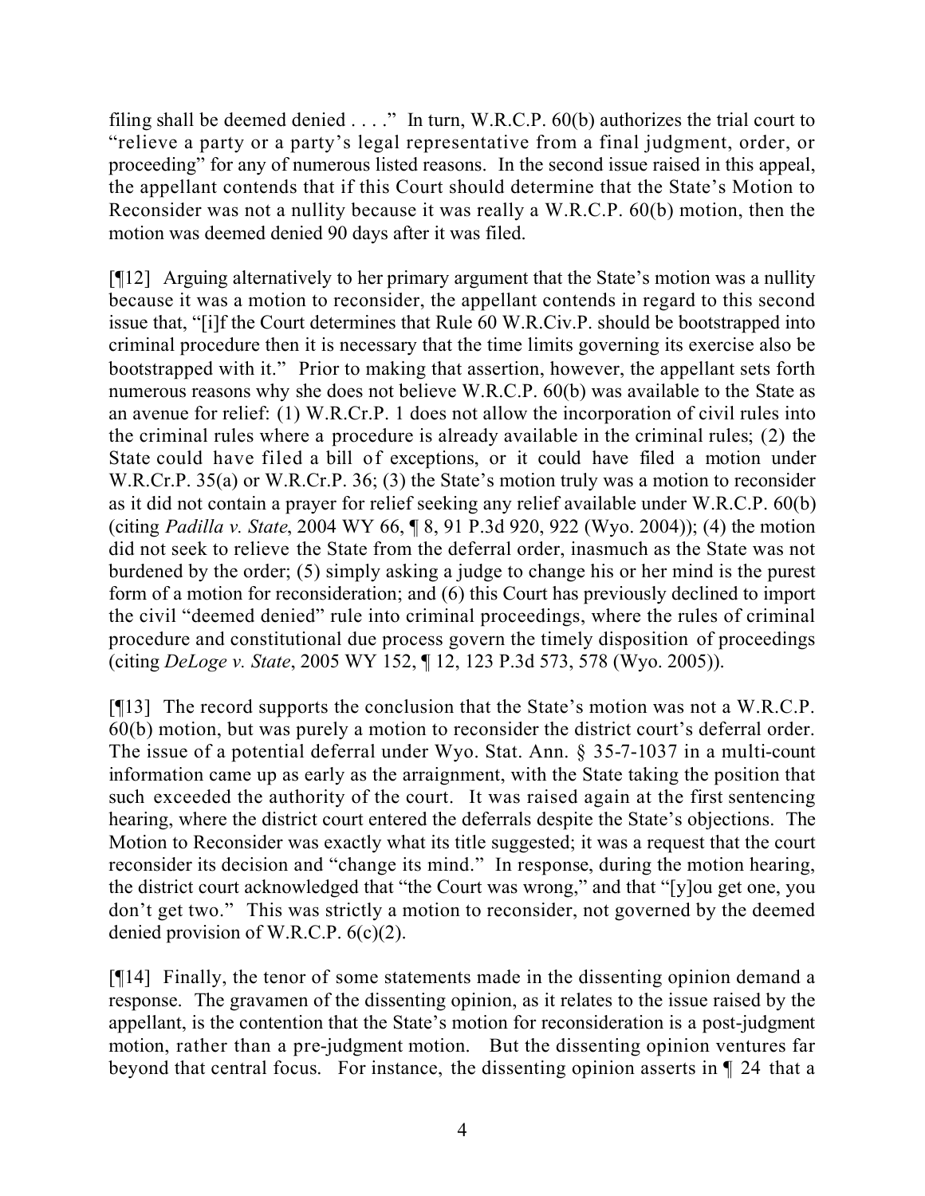filing shall be deemed denied . . . ." In turn, W.R.C.P. 60(b) authorizes the trial court to "relieve a party or a party's legal representative from a final judgment, order, or proceeding" for any of numerous listed reasons. In the second issue raised in this appeal, the appellant contends that if this Court should determine that the State's Motion to Reconsider was not a nullity because it was really a W.R.C.P. 60(b) motion, then the motion was deemed denied 90 days after it was filed.

[¶12] Arguing alternatively to her primary argument that the State's motion was a nullity because it was a motion to reconsider, the appellant contends in regard to this second issue that, "[i]f the Court determines that Rule 60 W.R.Civ.P. should be bootstrapped into criminal procedure then it is necessary that the time limits governing its exercise also be bootstrapped with it." Prior to making that assertion, however, the appellant sets forth numerous reasons why she does not believe W.R.C.P. 60(b) was available to the State as an avenue for relief: (1) W.R.Cr.P. 1 does not allow the incorporation of civil rules into the criminal rules where a procedure is already available in the criminal rules; (2) the State could have filed a bill of exceptions, or it could have filed a motion under W.R.Cr.P. 35(a) or W.R.Cr.P. 36; (3) the State's motion truly was a motion to reconsider as it did not contain a prayer for relief seeking any relief available under W.R.C.P. 60(b) (citing *Padilla v. State*, 2004 WY 66, ¶ 8, 91 P.3d 920, 922 (Wyo. 2004)); (4) the motion did not seek to relieve the State from the deferral order, inasmuch as the State was not burdened by the order; (5) simply asking a judge to change his or her mind is the purest form of a motion for reconsideration; and (6) this Court has previously declined to import the civil "deemed denied" rule into criminal proceedings, where the rules of criminal procedure and constitutional due process govern the timely disposition of proceedings (citing *DeLoge v. State*, 2005 WY 152, ¶ 12, 123 P.3d 573, 578 (Wyo. 2005)).

[¶13] The record supports the conclusion that the State's motion was not a W.R.C.P. 60(b) motion, but was purely a motion to reconsider the district court's deferral order. The issue of a potential deferral under Wyo. Stat. Ann. § 35-7-1037 in a multi-count information came up as early as the arraignment, with the State taking the position that such exceeded the authority of the court. It was raised again at the first sentencing hearing, where the district court entered the deferrals despite the State's objections. The Motion to Reconsider was exactly what its title suggested; it was a request that the court reconsider its decision and "change its mind." In response, during the motion hearing, the district court acknowledged that "the Court was wrong," and that "[y]ou get one, you don't get two." This was strictly a motion to reconsider, not governed by the deemed denied provision of W.R.C.P. 6(c)(2).

[¶14] Finally, the tenor of some statements made in the dissenting opinion demand a response. The gravamen of the dissenting opinion, as it relates to the issue raised by the appellant, is the contention that the State's motion for reconsideration is a post-judgment motion, rather than a pre-judgment motion. But the dissenting opinion ventures far beyond that central focus. For instance, the dissenting opinion asserts in ¶ 24 that a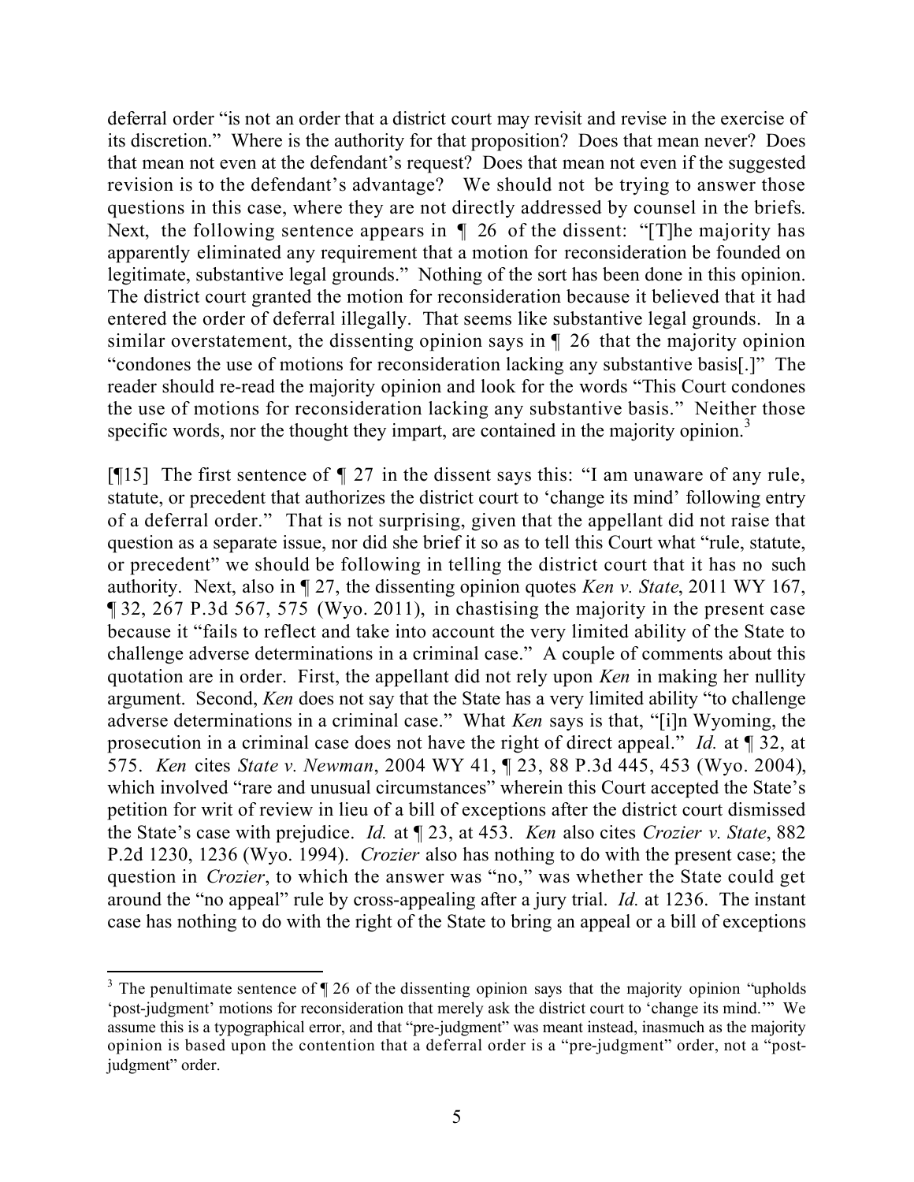deferral order "is not an order that a district court may revisit and revise in the exercise of its discretion." Where is the authority for that proposition? Does that mean never? Does that mean not even at the defendant's request? Does that mean not even if the suggested revision is to the defendant's advantage? We should not be trying to answer those questions in this case, where they are not directly addressed by counsel in the briefs. Next, the following sentence appears in ¶ 26 of the dissent: "[T]he majority has apparently eliminated any requirement that a motion for reconsideration be founded on legitimate, substantive legal grounds." Nothing of the sort has been done in this opinion. The district court granted the motion for reconsideration because it believed that it had entered the order of deferral illegally. That seems like substantive legal grounds. In a similar overstatement, the dissenting opinion says in ¶ 26 that the majority opinion "condones the use of motions for reconsideration lacking any substantive basis[.]" The reader should re-read the majority opinion and look for the words "This Court condones the use of motions for reconsideration lacking any substantive basis." Neither those specific words, nor the thought they impart, are contained in the majority opinion.[3]

[¶15] The first sentence of ¶ 27 in the dissent says this: "I am unaware of any rule, statute, or precedent that authorizes the district court to 'change its mind' following entry of a deferral order." That is not surprising, given that the appellant did not raise that question as a separate issue, nor did she brief it so as to tell this Court what "rule, statute, or precedent" we should be following in telling the district court that it has no such authority. Next, also in ¶ 27, the dissenting opinion quotes *Ken v. State*, 2011 WY 167, ¶ 32, 267 P.3d 567, 575 (Wyo. 2011), in chastising the majority in the present case because it "fails to reflect and take into account the very limited ability of the State to challenge adverse determinations in a criminal case." A couple of comments about this quotation are in order. First, the appellant did not rely upon *Ken* in making her nullity argument. Second, *Ken* does not say that the State has a very limited ability "to challenge adverse determinations in a criminal case." What *Ken* says is that, "[i]n Wyoming, the prosecution in a criminal case does not have the right of direct appeal." *Id.* at ¶ 32, at 575. *Ken* cites *State v. Newman*, 2004 WY 41, ¶ 23, 88 P.3d 445, 453 (Wyo. 2004), which involved "rare and unusual circumstances" wherein this Court accepted the State's petition for writ of review in lieu of a bill of exceptions after the district court dismissed the State's case with prejudice. *Id.* at ¶ 23, at 453. *Ken* also cites *Crozier v. State*, 882 P.2d 1230, 1236 (Wyo. 1994). *Crozier* also has nothing to do with the present case; the question in *Crozier*, to which the answer was "no," was whether the State could get around the "no appeal" rule by cross-appealing after a jury trial. *Id.* at 1236. The instant case has nothing to do with the right of the State to bring an appeal or a bill of exceptions

---

[3] The penultimate sentence of ¶ 26 of the dissenting opinion says that the majority opinion "upholds 'post-judgment' motions for reconsideration that merely ask the district court to 'change its mind.'" We assume this is a typographical error, and that "pre-judgment" was meant instead, inasmuch as the majority opinion is based upon the contention that a deferral order is a "pre-judgment" order, not a "post-judgment" order.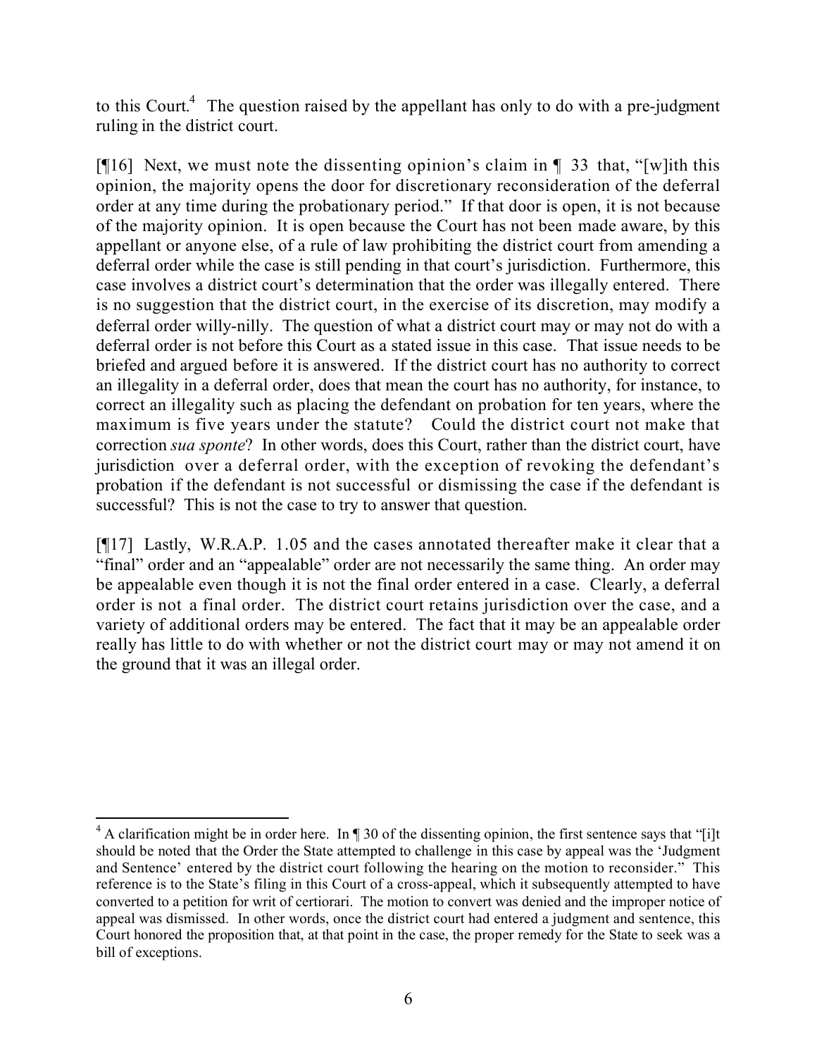to this Court.[4] The question raised by the appellant has only to do with a pre-judgment ruling in the district court.

[¶16] Next, we must note the dissenting opinion's claim in ¶ 33 that, "[w]ith this opinion, the majority opens the door for discretionary reconsideration of the deferral order at any time during the probationary period." If that door is open, it is not because of the majority opinion. It is open because the Court has not been made aware, by this appellant or anyone else, of a rule of law prohibiting the district court from amending a deferral order while the case is still pending in that court's jurisdiction. Furthermore, this case involves a district court's determination that the order was illegally entered. There is no suggestion that the district court, in the exercise of its discretion, may modify a deferral order willy-nilly. The question of what a district court may or may not do with a deferral order is not before this Court as a stated issue in this case. That issue needs to be briefed and argued before it is answered. If the district court has no authority to correct an illegality in a deferral order, does that mean the court has no authority, for instance, to correct an illegality such as placing the defendant on probation for ten years, where the maximum is five years under the statute? Could the district court not make that correction *sua sponte*? In other words, does this Court, rather than the district court, have jurisdiction over a deferral order, with the exception of revoking the defendant's probation if the defendant is not successful or dismissing the case if the defendant is successful? This is not the case to try to answer that question.

[¶17] Lastly, W.R.A.P. 1.05 and the cases annotated thereafter make it clear that a "final" order and an "appealable" order are not necessarily the same thing. An order may be appealable even though it is not the final order entered in a case. Clearly, a deferral order is not a final order. The district court retains jurisdiction over the case, and a variety of additional orders may be entered. The fact that it may be an appealable order really has little to do with whether or not the district court may or may not amend it on the ground that it was an illegal order.

---

[4] A clarification might be in order here. In ¶ 30 of the dissenting opinion, the first sentence says that "[i]t should be noted that the Order the State attempted to challenge in this case by appeal was the 'Judgment and Sentence' entered by the district court following the hearing on the motion to reconsider." This reference is to the State's filing in this Court of a cross-appeal, which it subsequently attempted to have converted to a petition for writ of certiorari. The motion to convert was denied and the improper notice of appeal was dismissed. In other words, once the district court had entered a judgment and sentence, this Court honored the proposition that, at that point in the case, the proper remedy for the State to seek was a bill of exceptions.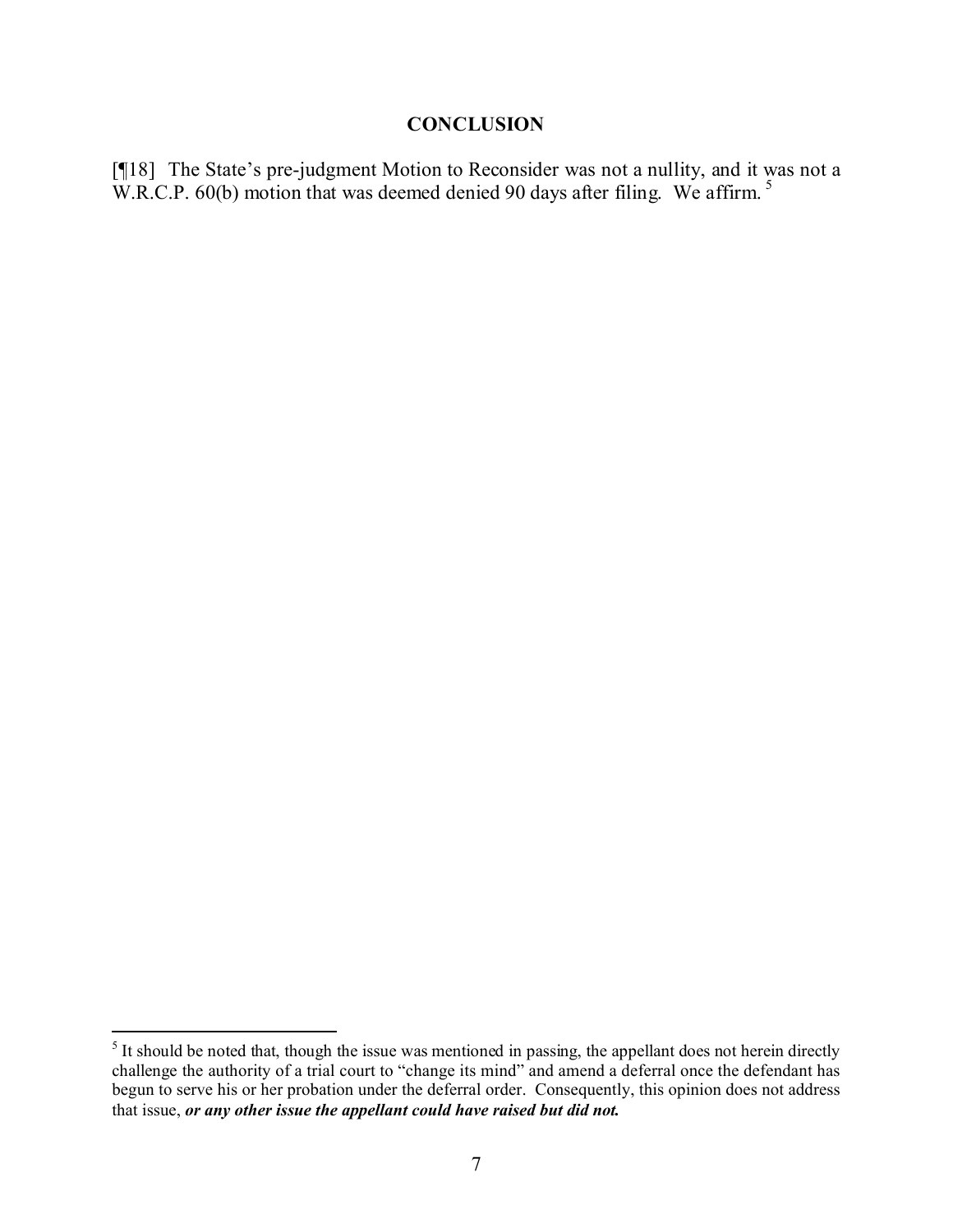## CONCLUSION

[¶18] The State's pre-judgment Motion to Reconsider was not a nullity, and it was not a W.R.C.P. 60(b) motion that was deemed denied 90 days after filing. We affirm. [5]

---

[5] It should be noted that, though the issue was mentioned in passing, the appellant does not herein directly challenge the authority of a trial court to "change its mind" and amend a deferral once the defendant has begun to serve his or her probation under the deferral order. Consequently, this opinion does not address that issue, ***or any other issue the appellant could have raised but did not.***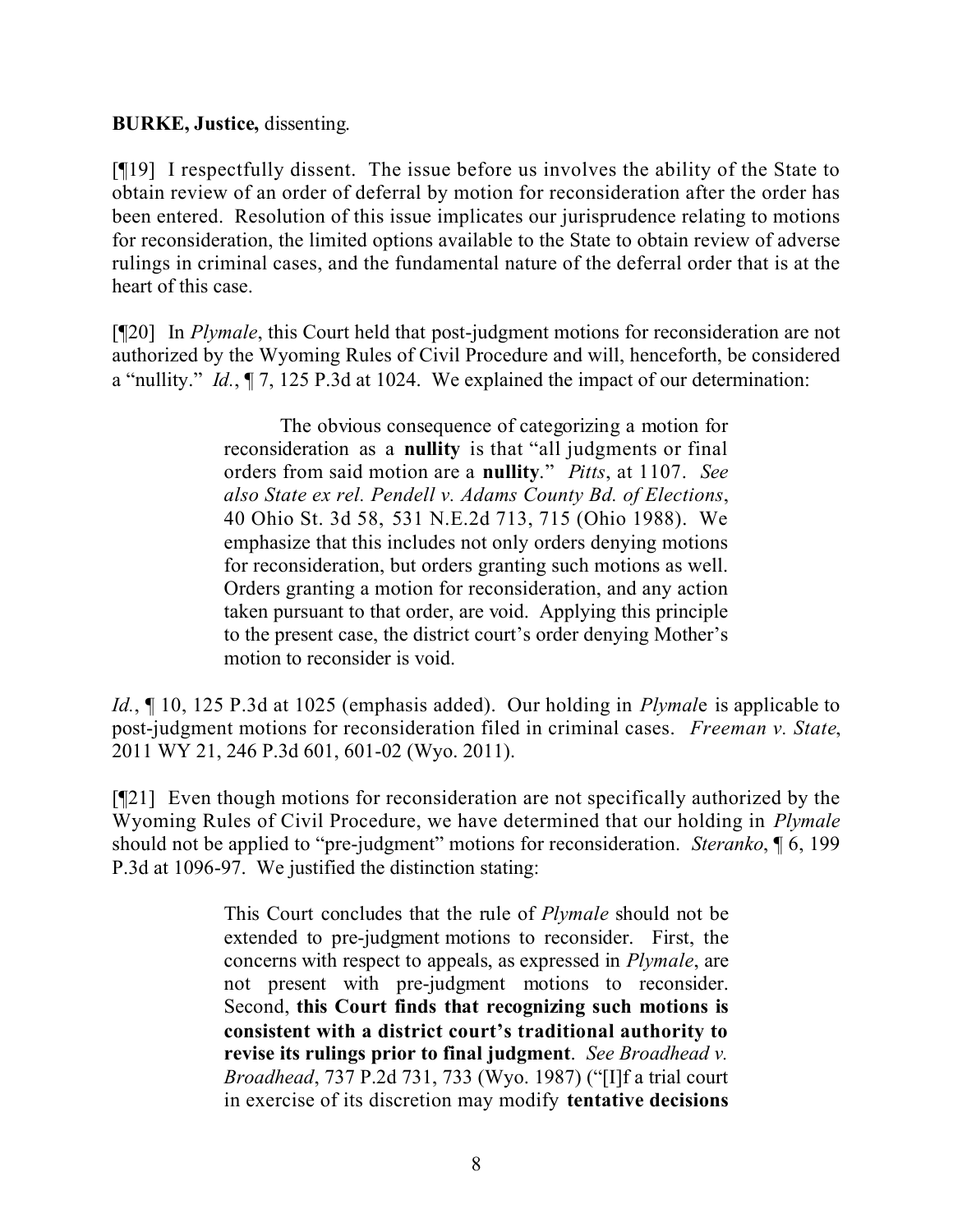**BURKE, Justice,** dissenting.

[¶19] I respectfully dissent. The issue before us involves the ability of the State to obtain review of an order of deferral by motion for reconsideration after the order has been entered. Resolution of this issue implicates our jurisprudence relating to motions for reconsideration, the limited options available to the State to obtain review of adverse rulings in criminal cases, and the fundamental nature of the deferral order that is at the heart of this case.

[¶20] In *Plymale*, this Court held that post-judgment motions for reconsideration are not authorized by the Wyoming Rules of Civil Procedure and will, henceforth, be considered a "nullity." *Id.*, ¶ 7, 125 P.3d at 1024. We explained the impact of our determination:

> The obvious consequence of categorizing a motion for reconsideration as a **nullity** is that "all judgments or final orders from said motion are a **nullity**." *Pitts*, at 1107. *See also State ex rel. Pendell v. Adams County Bd. of Elections*, 40 Ohio St. 3d 58, 531 N.E.2d 713, 715 (Ohio 1988). We emphasize that this includes not only orders denying motions for reconsideration, but orders granting such motions as well. Orders granting a motion for reconsideration, and any action taken pursuant to that order, are void. Applying this principle to the present case, the district court's order denying Mother's motion to reconsider is void.

*Id.*, ¶ 10, 125 P.3d at 1025 (emphasis added). Our holding in *Plymale* is applicable to post-judgment motions for reconsideration filed in criminal cases. *Freeman v. State*, 2011 WY 21, 246 P.3d 601, 601-02 (Wyo. 2011).

[¶21] Even though motions for reconsideration are not specifically authorized by the Wyoming Rules of Civil Procedure, we have determined that our holding in *Plymale* should not be applied to "pre-judgment" motions for reconsideration. *Steranko*, ¶ 6, 199 P.3d at 1096-97. We justified the distinction stating:

> This Court concludes that the rule of *Plymale* should not be extended to pre-judgment motions to reconsider. First, the concerns with respect to appeals, as expressed in *Plymale*, are not present with pre-judgment motions to reconsider. Second, **this Court finds that recognizing such motions is consistent with a district court's traditional authority to revise its rulings prior to final judgment**. *See Broadhead v. Broadhead*, 737 P.2d 731, 733 (Wyo. 1987) ("[I]f a trial court in exercise of its discretion may modify **tentative decisions**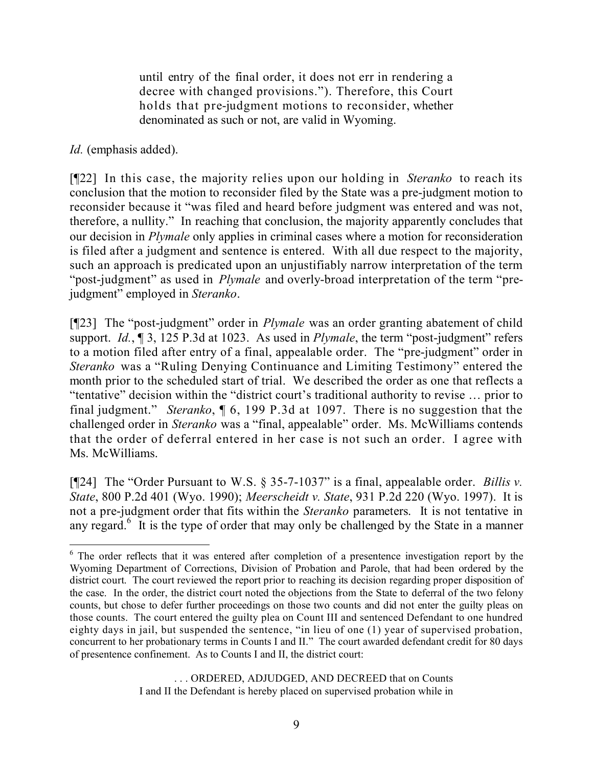> until entry of the final order, it does not err in rendering a decree with changed provisions."). Therefore, this Court holds that pre-judgment motions to reconsider, whether denominated as such or not, are valid in Wyoming.

*Id.* (emphasis added).

[¶22] In this case, the majority relies upon our holding in *Steranko* to reach its conclusion that the motion to reconsider filed by the State was a pre-judgment motion to reconsider because it "was filed and heard before judgment was entered and was not, therefore, a nullity." In reaching that conclusion, the majority apparently concludes that our decision in *Plymale* only applies in criminal cases where a motion for reconsideration is filed after a judgment and sentence is entered. With all due respect to the majority, such an approach is predicated upon an unjustifiably narrow interpretation of the term "post-judgment" as used in *Plymale* and overly-broad interpretation of the term "pre-judgment" employed in *Steranko*.

[¶23] The "post-judgment" order in *Plymale* was an order granting abatement of child support. *Id.*, ¶ 3, 125 P.3d at 1023. As used in *Plymale*, the term "post-judgment" refers to a motion filed after entry of a final, appealable order. The "pre-judgment" order in *Steranko* was a "Ruling Denying Continuance and Limiting Testimony" entered the month prior to the scheduled start of trial. We described the order as one that reflects a "tentative" decision within the "district court's traditional authority to revise … prior to final judgment." *Steranko*, ¶ 6, 199 P.3d at 1097. There is no suggestion that the challenged order in *Steranko* was a "final, appealable" order. Ms. McWilliams contends that the order of deferral entered in her case is not such an order. I agree with Ms. McWilliams.

[¶24] The "Order Pursuant to W.S. § 35-7-1037" is a final, appealable order. *Billis v. State*, 800 P.2d 401 (Wyo. 1990); *Meerscheidt v. State*, 931 P.2d 220 (Wyo. 1997). It is not a pre-judgment order that fits within the *Steranko* parameters. It is not tentative in any regard.[6] It is the type of order that may only be challenged by the State in a manner

---

[6] The order reflects that it was entered after completion of a presentence investigation report by the Wyoming Department of Corrections, Division of Probation and Parole, that had been ordered by the district court. The court reviewed the report prior to reaching its decision regarding proper disposition of the case. In the order, the district court noted the objections from the State to deferral of the two felony counts, but chose to defer further proceedings on those two counts and did not enter the guilty pleas on those counts. The court entered the guilty plea on Count III and sentenced Defendant to one hundred eighty days in jail, but suspended the sentence, "in lieu of one (1) year of supervised probation, concurrent to her probationary terms in Counts I and II." The court awarded defendant credit for 80 days of presentence confinement. As to Counts I and II, the district court:

> . . . ORDERED, ADJUDGED, AND DECREED that on Counts I and II the Defendant is hereby placed on supervised probation while in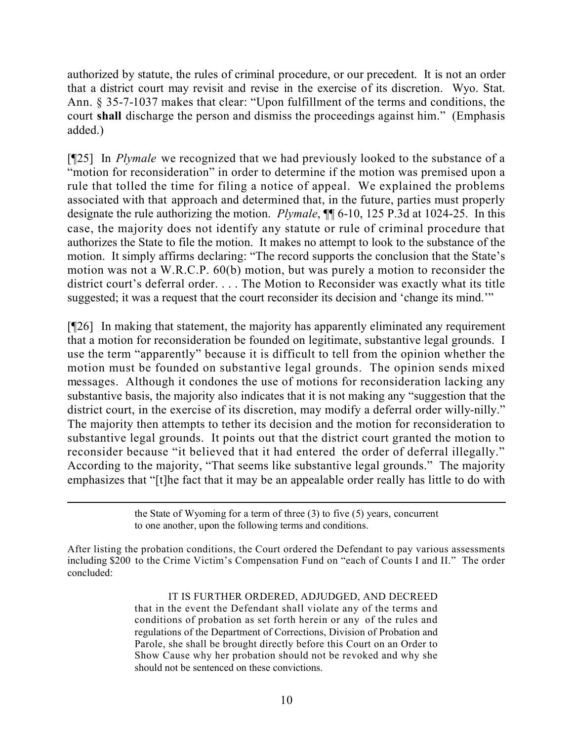authorized by statute, the rules of criminal procedure, or our precedent. It is not an order that a district court may revisit and revise in the exercise of its discretion. Wyo. Stat. Ann. § 35-7-1037 makes that clear: "Upon fulfillment of the terms and conditions, the court **shall** discharge the person and dismiss the proceedings against him." (Emphasis added.)

[¶25] In *Plymale* we recognized that we had previously looked to the substance of a "motion for reconsideration" in order to determine if the motion was premised upon a rule that tolled the time for filing a notice of appeal. We explained the problems associated with that approach and determined that, in the future, parties must properly designate the rule authorizing the motion. *Plymale*, ¶¶ 6-10, 125 P.3d at 1024-25. In this case, the majority does not identify any statute or rule of criminal procedure that authorizes the State to file the motion. It makes no attempt to look to the substance of the motion. It simply affirms declaring: "The record supports the conclusion that the State's motion was not a W.R.C.P. 60(b) motion, but was purely a motion to reconsider the district court's deferral order. . . . The Motion to Reconsider was exactly what its title suggested; it was a request that the court reconsider its decision and 'change its mind.'"

[¶26] In making that statement, the majority has apparently eliminated any requirement that a motion for reconsideration be founded on legitimate, substantive legal grounds. I use the term "apparently" because it is difficult to tell from the opinion whether the motion must be founded on substantive legal grounds. The opinion sends mixed messages. Although it condones the use of motions for reconsideration lacking any substantive basis, the majority also indicates that it is not making any "suggestion that the district court, in the exercise of its discretion, may modify a deferral order willy-nilly." The majority then attempts to tether its decision and the motion for reconsideration to substantive legal grounds. It points out that the district court granted the motion to reconsider because "it believed that it had entered the order of deferral illegally." According to the majority, "That seems like substantive legal grounds." The majority emphasizes that "[t]he fact that it may be an appealable order really has little to do with

---

> the State of Wyoming for a term of three (3) to five (5) years, concurrent to one another, upon the following terms and conditions.

After listing the probation conditions, the Court ordered the Defendant to pay various assessments including $200 to the Crime Victim's Compensation Fund on "each of Counts I and II." The order concluded:

> IT IS FURTHER ORDERED, ADJUDGED, AND DECREED that in the event the Defendant shall violate any of the terms and conditions of probation as set forth herein or any of the rules and regulations of the Department of Corrections, Division of Probation and Parole, she shall be brought directly before this Court on an Order to Show Cause why her probation should not be revoked and why she should not be sentenced on these convictions.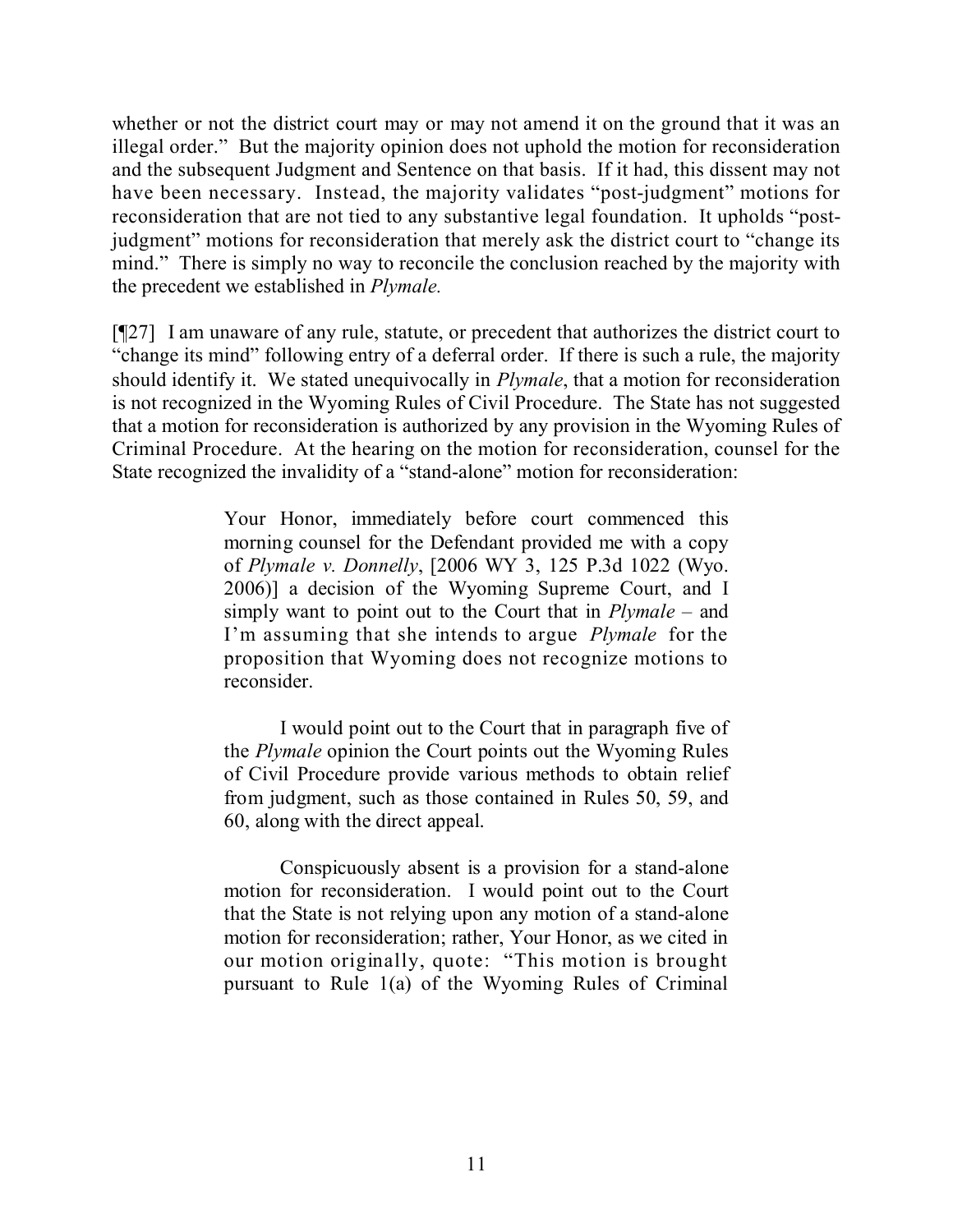whether or not the district court may or may not amend it on the ground that it was an illegal order." But the majority opinion does not uphold the motion for reconsideration and the subsequent Judgment and Sentence on that basis. If it had, this dissent may not have been necessary. Instead, the majority validates "post-judgment" motions for reconsideration that are not tied to any substantive legal foundation. It upholds "post-judgment" motions for reconsideration that merely ask the district court to "change its mind." There is simply no way to reconcile the conclusion reached by the majority with the precedent we established in *Plymale.*

[¶27] I am unaware of any rule, statute, or precedent that authorizes the district court to "change its mind" following entry of a deferral order. If there is such a rule, the majority should identify it. We stated unequivocally in *Plymale*, that a motion for reconsideration is not recognized in the Wyoming Rules of Civil Procedure. The State has not suggested that a motion for reconsideration is authorized by any provision in the Wyoming Rules of Criminal Procedure. At the hearing on the motion for reconsideration, counsel for the State recognized the invalidity of a "stand-alone" motion for reconsideration:

> Your Honor, immediately before court commenced this morning counsel for the Defendant provided me with a copy of *Plymale v. Donnelly*, [2006 WY 3, 125 P.3d 1022 (Wyo. 2006)] a decision of the Wyoming Supreme Court, and I simply want to point out to the Court that in *Plymale* – and I'm assuming that she intends to argue *Plymale* for the proposition that Wyoming does not recognize motions to reconsider.
>
> I would point out to the Court that in paragraph five of the *Plymale* opinion the Court points out the Wyoming Rules of Civil Procedure provide various methods to obtain relief from judgment, such as those contained in Rules 50, 59, and 60, along with the direct appeal.
>
> Conspicuously absent is a provision for a stand-alone motion for reconsideration. I would point out to the Court that the State is not relying upon any motion of a stand-alone motion for reconsideration; rather, Your Honor, as we cited in our motion originally, quote: "This motion is brought pursuant to Rule 1(a) of the Wyoming Rules of Criminal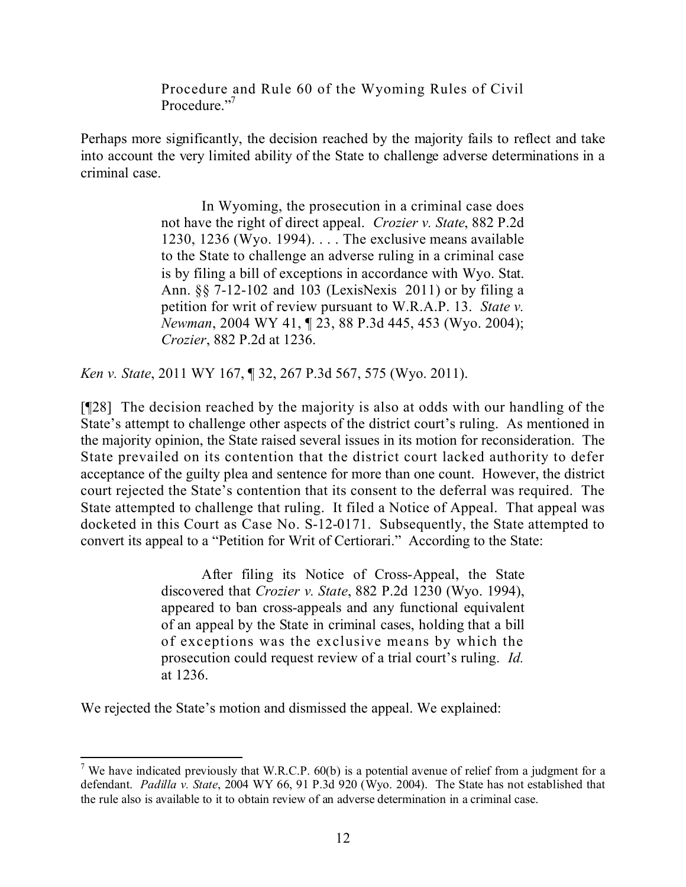> Procedure and Rule 60 of the Wyoming Rules of Civil Procedure."[7]

Perhaps more significantly, the decision reached by the majority fails to reflect and take into account the very limited ability of the State to challenge adverse determinations in a criminal case.

> In Wyoming, the prosecution in a criminal case does not have the right of direct appeal. *Crozier v. State*, 882 P.2d 1230, 1236 (Wyo. 1994). . . . The exclusive means available to the State to challenge an adverse ruling in a criminal case is by filing a bill of exceptions in accordance with Wyo. Stat. Ann. §§ 7-12-102 and 103 (LexisNexis 2011) or by filing a petition for writ of review pursuant to W.R.A.P. 13. *State v. Newman*, 2004 WY 41, ¶ 23, 88 P.3d 445, 453 (Wyo. 2004); *Crozier*, 882 P.2d at 1236.

*Ken v. State*, 2011 WY 167, ¶ 32, 267 P.3d 567, 575 (Wyo. 2011).

[¶28] The decision reached by the majority is also at odds with our handling of the State's attempt to challenge other aspects of the district court's ruling. As mentioned in the majority opinion, the State raised several issues in its motion for reconsideration. The State prevailed on its contention that the district court lacked authority to defer acceptance of the guilty plea and sentence for more than one count. However, the district court rejected the State's contention that its consent to the deferral was required. The State attempted to challenge that ruling. It filed a Notice of Appeal. That appeal was docketed in this Court as Case No. S-12-0171. Subsequently, the State attempted to convert its appeal to a "Petition for Writ of Certiorari." According to the State:

> After filing its Notice of Cross-Appeal, the State discovered that *Crozier v. State*, 882 P.2d 1230 (Wyo. 1994), appeared to ban cross-appeals and any functional equivalent of an appeal by the State in criminal cases, holding that a bill of exceptions was the exclusive means by which the prosecution could request review of a trial court's ruling. *Id.* at 1236.

We rejected the State's motion and dismissed the appeal. We explained:

---

[7] We have indicated previously that W.R.C.P. 60(b) is a potential avenue of relief from a judgment for a defendant. *Padilla v. State*, 2004 WY 66, 91 P.3d 920 (Wyo. 2004). The State has not established that the rule also is available to it to obtain review of an adverse determination in a criminal case.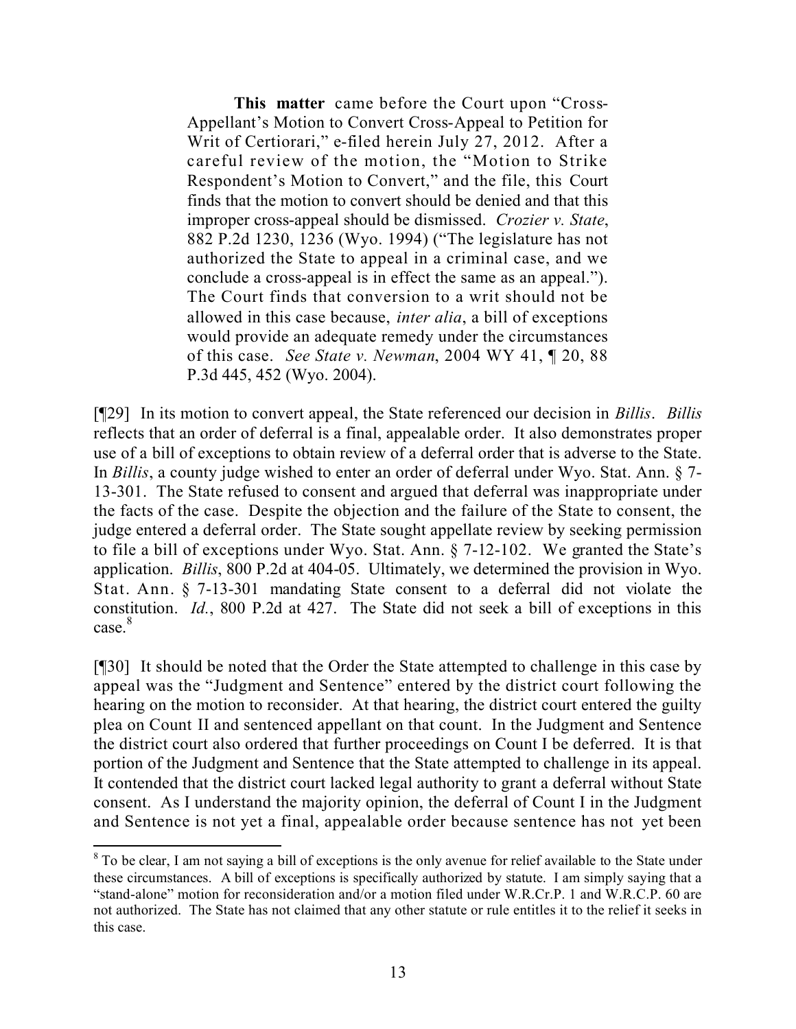> **This matter** came before the Court upon "Cross-Appellant's Motion to Convert Cross-Appeal to Petition for Writ of Certiorari," e-filed herein July 27, 2012. After a careful review of the motion, the "Motion to Strike Respondent's Motion to Convert," and the file, this Court finds that the motion to convert should be denied and that this improper cross-appeal should be dismissed. *Crozier v. State*, 882 P.2d 1230, 1236 (Wyo. 1994) ("The legislature has not authorized the State to appeal in a criminal case, and we conclude a cross-appeal is in effect the same as an appeal."). The Court finds that conversion to a writ should not be allowed in this case because, *inter alia*, a bill of exceptions would provide an adequate remedy under the circumstances of this case. *See State v. Newman*, 2004 WY 41, ¶ 20, 88 P.3d 445, 452 (Wyo. 2004).

[¶29] In its motion to convert appeal, the State referenced our decision in *Billis*. *Billis* reflects that an order of deferral is a final, appealable order. It also demonstrates proper use of a bill of exceptions to obtain review of a deferral order that is adverse to the State. In *Billis*, a county judge wished to enter an order of deferral under Wyo. Stat. Ann. § 7-13-301. The State refused to consent and argued that deferral was inappropriate under the facts of the case. Despite the objection and the failure of the State to consent, the judge entered a deferral order. The State sought appellate review by seeking permission to file a bill of exceptions under Wyo. Stat. Ann. § 7-12-102. We granted the State's application. *Billis*, 800 P.2d at 404-05. Ultimately, we determined the provision in Wyo. Stat. Ann. § 7-13-301 mandating State consent to a deferral did not violate the constitution. *Id.*, 800 P.2d at 427. The State did not seek a bill of exceptions in this case.[8]

[¶30] It should be noted that the Order the State attempted to challenge in this case by appeal was the "Judgment and Sentence" entered by the district court following the hearing on the motion to reconsider. At that hearing, the district court entered the guilty plea on Count II and sentenced appellant on that count. In the Judgment and Sentence the district court also ordered that further proceedings on Count I be deferred. It is that portion of the Judgment and Sentence that the State attempted to challenge in its appeal. It contended that the district court lacked legal authority to grant a deferral without State consent. As I understand the majority opinion, the deferral of Count I in the Judgment and Sentence is not yet a final, appealable order because sentence has not yet been

---

[8] To be clear, I am not saying a bill of exceptions is the only avenue for relief available to the State under these circumstances. A bill of exceptions is specifically authorized by statute. I am simply saying that a "stand-alone" motion for reconsideration and/or a motion filed under W.R.Cr.P. 1 and W.R.C.P. 60 are not authorized. The State has not claimed that any other statute or rule entitles it to the relief it seeks in this case.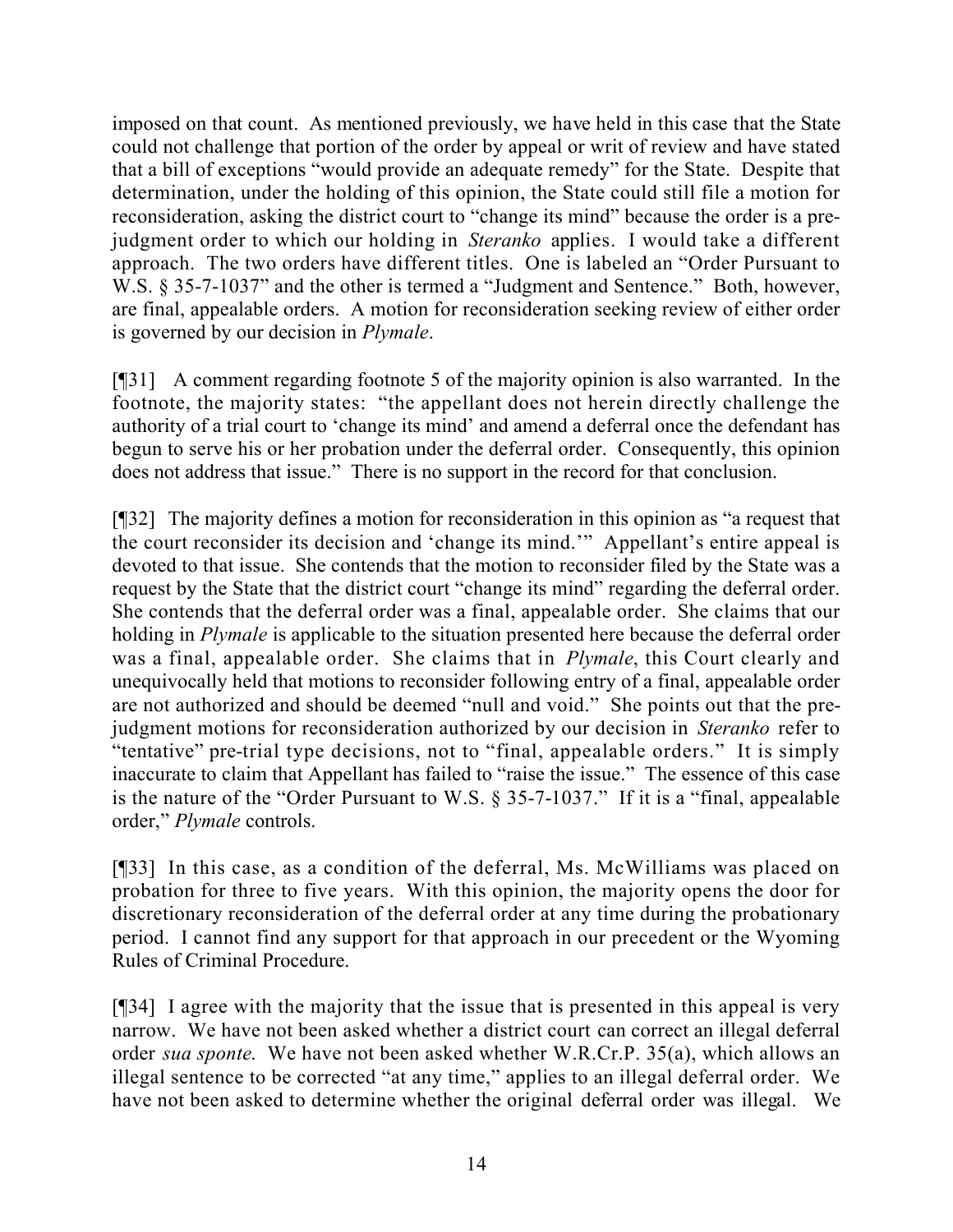imposed on that count. As mentioned previously, we have held in this case that the State could not challenge that portion of the order by appeal or writ of review and have stated that a bill of exceptions "would provide an adequate remedy" for the State. Despite that determination, under the holding of this opinion, the State could still file a motion for reconsideration, asking the district court to "change its mind" because the order is a pre-judgment order to which our holding in *Steranko* applies. I would take a different approach. The two orders have different titles. One is labeled an "Order Pursuant to W.S. § 35-7-1037" and the other is termed a "Judgment and Sentence." Both, however, are final, appealable orders. A motion for reconsideration seeking review of either order is governed by our decision in *Plymale*.

[¶31] A comment regarding footnote 5 of the majority opinion is also warranted. In the footnote, the majority states: "the appellant does not herein directly challenge the authority of a trial court to 'change its mind' and amend a deferral once the defendant has begun to serve his or her probation under the deferral order. Consequently, this opinion does not address that issue." There is no support in the record for that conclusion.

[¶32] The majority defines a motion for reconsideration in this opinion as "a request that the court reconsider its decision and 'change its mind.'" Appellant's entire appeal is devoted to that issue. She contends that the motion to reconsider filed by the State was a request by the State that the district court "change its mind" regarding the deferral order. She contends that the deferral order was a final, appealable order. She claims that our holding in *Plymale* is applicable to the situation presented here because the deferral order was a final, appealable order. She claims that in *Plymale*, this Court clearly and unequivocally held that motions to reconsider following entry of a final, appealable order are not authorized and should be deemed "null and void." She points out that the pre-judgment motions for reconsideration authorized by our decision in *Steranko* refer to "tentative" pre-trial type decisions, not to "final, appealable orders." It is simply inaccurate to claim that Appellant has failed to "raise the issue." The essence of this case is the nature of the "Order Pursuant to W.S. § 35-7-1037." If it is a "final, appealable order," *Plymale* controls.

[¶33] In this case, as a condition of the deferral, Ms. McWilliams was placed on probation for three to five years. With this opinion, the majority opens the door for discretionary reconsideration of the deferral order at any time during the probationary period. I cannot find any support for that approach in our precedent or the Wyoming Rules of Criminal Procedure.

[¶34] I agree with the majority that the issue that is presented in this appeal is very narrow. We have not been asked whether a district court can correct an illegal deferral order *sua sponte*. We have not been asked whether W.R.Cr.P. 35(a), which allows an illegal sentence to be corrected "at any time," applies to an illegal deferral order. We have not been asked to determine whether the original deferral order was illegal. We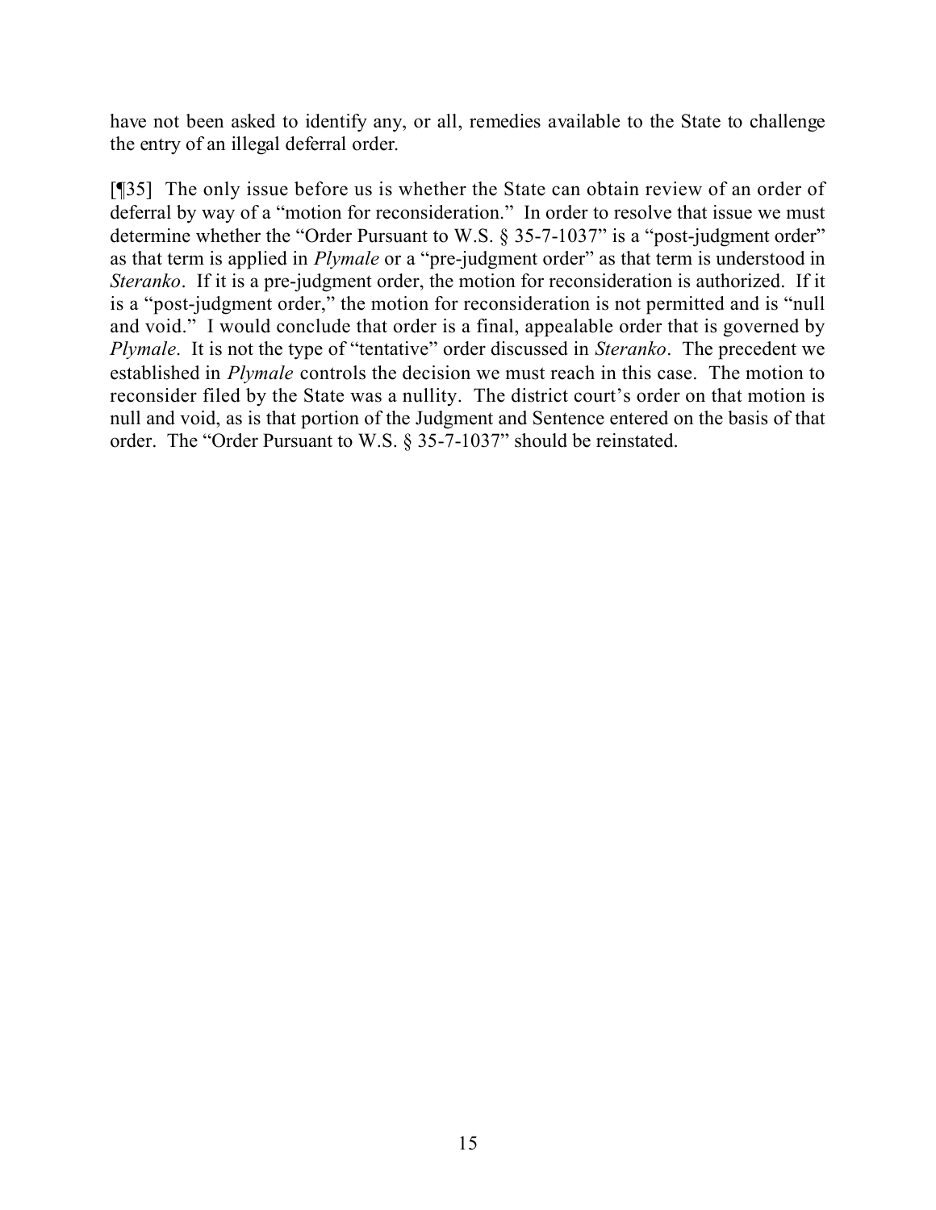have not been asked to identify any, or all, remedies available to the State to challenge the entry of an illegal deferral order.

[¶35] The only issue before us is whether the State can obtain review of an order of deferral by way of a "motion for reconsideration." In order to resolve that issue we must determine whether the "Order Pursuant to W.S. § 35-7-1037" is a "post-judgment order" as that term is applied in *Plymale* or a "pre-judgment order" as that term is understood in *Steranko*. If it is a pre-judgment order, the motion for reconsideration is authorized. If it is a "post-judgment order," the motion for reconsideration is not permitted and is "null and void." I would conclude that order is a final, appealable order that is governed by *Plymale*. It is not the type of "tentative" order discussed in *Steranko*. The precedent we established in *Plymale* controls the decision we must reach in this case. The motion to reconsider filed by the State was a nullity. The district court's order on that motion is null and void, as is that portion of the Judgment and Sentence entered on the basis of that order. The "Order Pursuant to W.S. § 35-7-1037" should be reinstated.